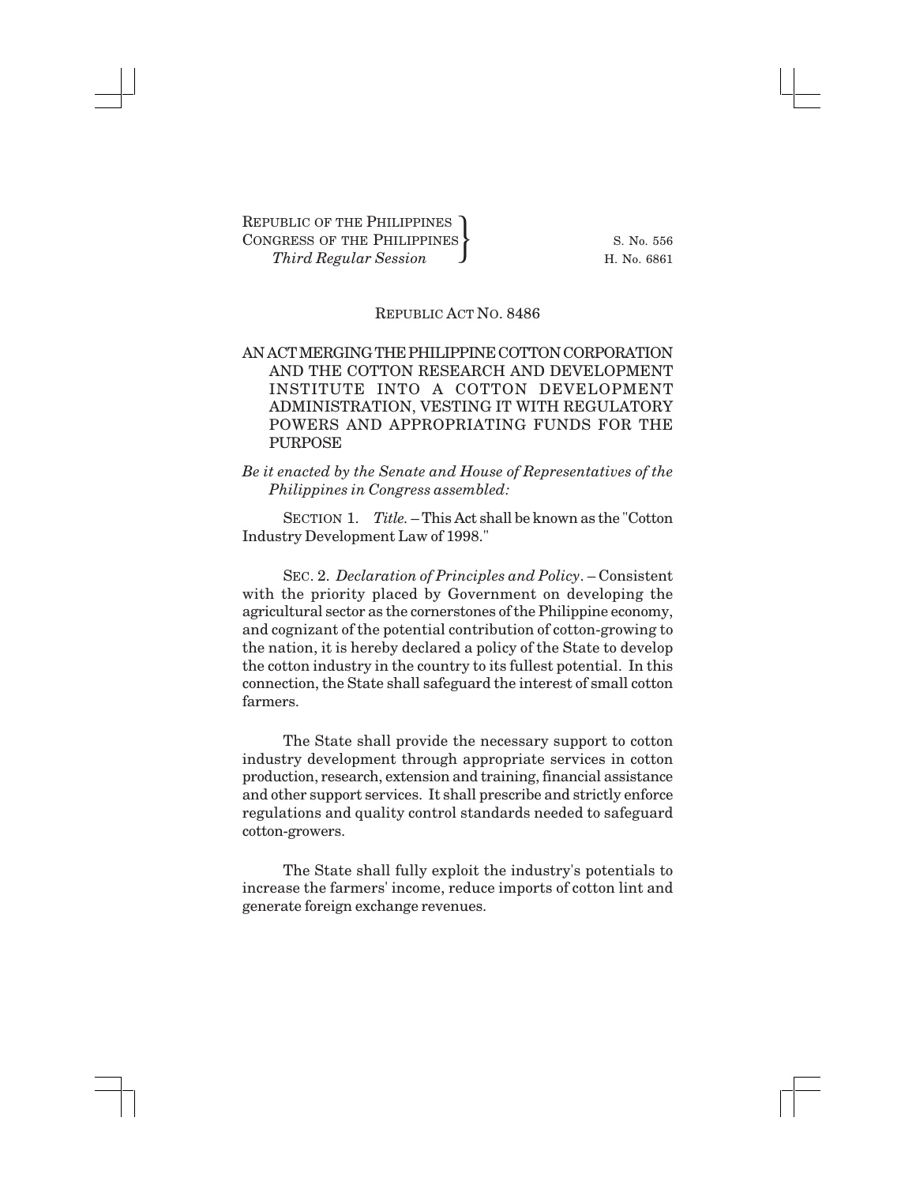REPUBLIC OF THE PHILIPPINES
CONGRESS OF THE PHILIPPINES
*Third Regular Session*

S. No. 556
H. No. 6861

REPUBLIC ACT NO. 8486

# AN ACT MERGING THE PHILIPPINE COTTON CORPORATION AND THE COTTON RESEARCH AND DEVELOPMENT INSTITUTE INTO A COTTON DEVELOPMENT ADMINISTRATION, VESTING IT WITH REGULATORY POWERS AND APPROPRIATING FUNDS FOR THE PURPOSE

*Be it enacted by the Senate and House of Representatives of the Philippines in Congress assembled:*

SECTION 1. *Title.* – This Act shall be known as the "Cotton Industry Development Law of 1998."

SEC. 2. *Declaration of Principles and Policy*. – Consistent with the priority placed by Government on developing the agricultural sector as the cornerstones of the Philippine economy, and cognizant of the potential contribution of cotton-growing to the nation, it is hereby declared a policy of the State to develop the cotton industry in the country to its fullest potential. In this connection, the State shall safeguard the interest of small cotton farmers.

The State shall provide the necessary support to cotton industry development through appropriate services in cotton production, research, extension and training, financial assistance and other support services. It shall prescribe and strictly enforce regulations and quality control standards needed to safeguard cotton-growers.

The State shall fully exploit the industry's potentials to increase the farmers' income, reduce imports of cotton lint and generate foreign exchange revenues.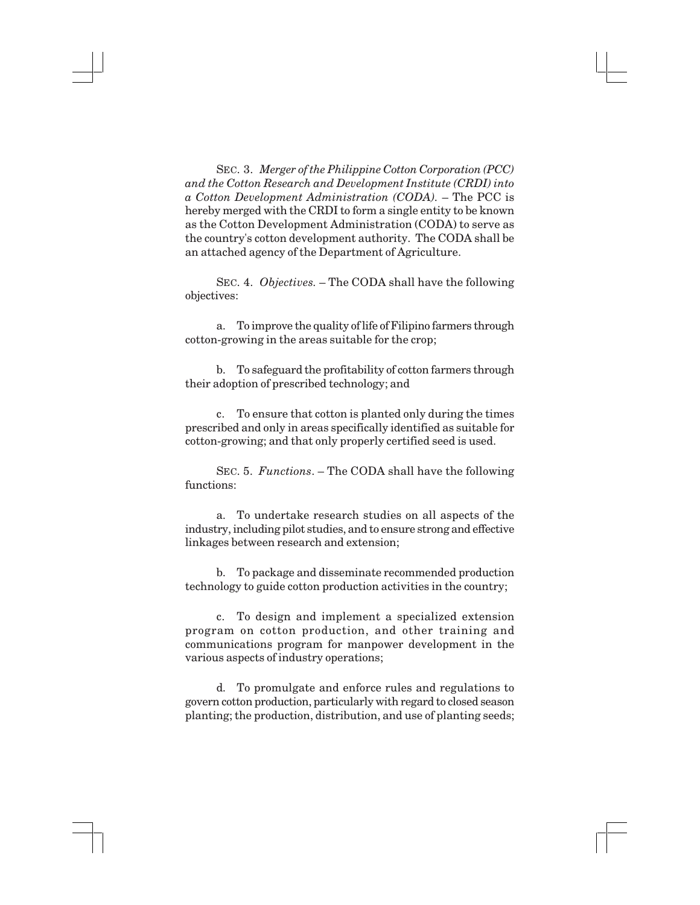SEC. 3. *Merger of the Philippine Cotton Corporation (PCC) and the Cotton Research and Development Institute (CRDI) into a Cotton Development Administration (CODA).* – The PCC is hereby merged with the CRDI to form a single entity to be known as the Cotton Development Administration (CODA) to serve as the country's cotton development authority. The CODA shall be an attached agency of the Department of Agriculture.

SEC. 4. *Objectives.* – The CODA shall have the following objectives:

a. To improve the quality of life of Filipino farmers through cotton-growing in the areas suitable for the crop;

b. To safeguard the profitability of cotton farmers through their adoption of prescribed technology; and

c. To ensure that cotton is planted only during the times prescribed and only in areas specifically identified as suitable for cotton-growing; and that only properly certified seed is used.

SEC. 5. *Functions*. – The CODA shall have the following functions:

a. To undertake research studies on all aspects of the industry, including pilot studies, and to ensure strong and effective linkages between research and extension;

b. To package and disseminate recommended production technology to guide cotton production activities in the country;

c. To design and implement a specialized extension program on cotton production, and other training and communications program for manpower development in the various aspects of industry operations;

d. To promulgate and enforce rules and regulations to govern cotton production, particularly with regard to closed season planting; the production, distribution, and use of planting seeds;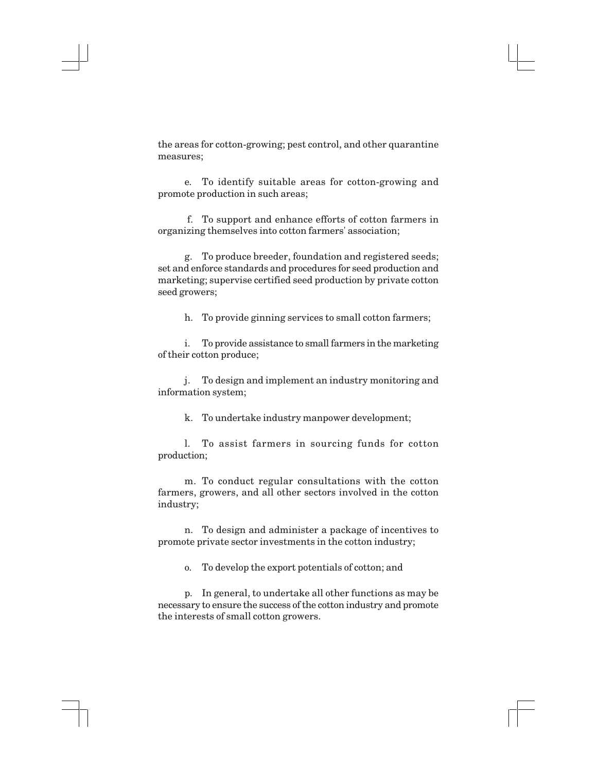the areas for cotton-growing; pest control, and other quarantine measures;

e. To identify suitable areas for cotton-growing and promote production in such areas;

f. To support and enhance efforts of cotton farmers in organizing themselves into cotton farmers' association;

g. To produce breeder, foundation and registered seeds; set and enforce standards and procedures for seed production and marketing; supervise certified seed production by private cotton seed growers;

h. To provide ginning services to small cotton farmers;

i. To provide assistance to small farmers in the marketing of their cotton produce;

j. To design and implement an industry monitoring and information system;

k. To undertake industry manpower development;

l. To assist farmers in sourcing funds for cotton production;

m. To conduct regular consultations with the cotton farmers, growers, and all other sectors involved in the cotton industry;

n. To design and administer a package of incentives to promote private sector investments in the cotton industry;

o. To develop the export potentials of cotton; and

p. In general, to undertake all other functions as may be necessary to ensure the success of the cotton industry and promote the interests of small cotton growers.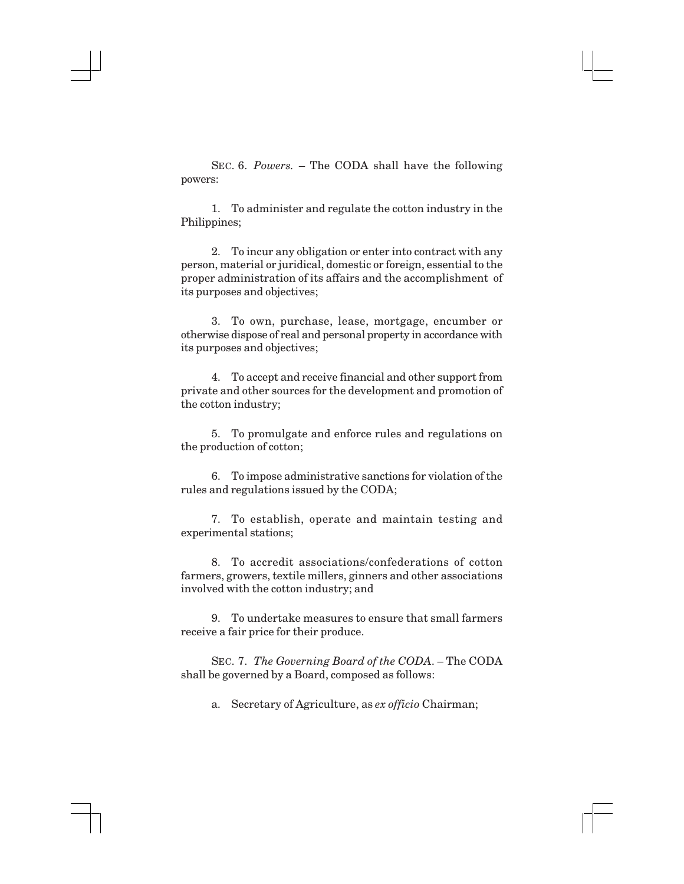SEC. 6. *Powers.* – The CODA shall have the following powers:

1. To administer and regulate the cotton industry in the Philippines;

2. To incur any obligation or enter into contract with any person, material or juridical, domestic or foreign, essential to the proper administration of its affairs and the accomplishment of its purposes and objectives;

3. To own, purchase, lease, mortgage, encumber or otherwise dispose of real and personal property in accordance with its purposes and objectives;

4. To accept and receive financial and other support from private and other sources for the development and promotion of the cotton industry;

5. To promulgate and enforce rules and regulations on the production of cotton;

6. To impose administrative sanctions for violation of the rules and regulations issued by the CODA;

7. To establish, operate and maintain testing and experimental stations;

8. To accredit associations/confederations of cotton farmers, growers, textile millers, ginners and other associations involved with the cotton industry; and

9. To undertake measures to ensure that small farmers receive a fair price for their produce.

SEC. 7. *The Governing Board of the CODA*. – The CODA shall be governed by a Board, composed as follows:

a. Secretary of Agriculture, as *ex officio* Chairman;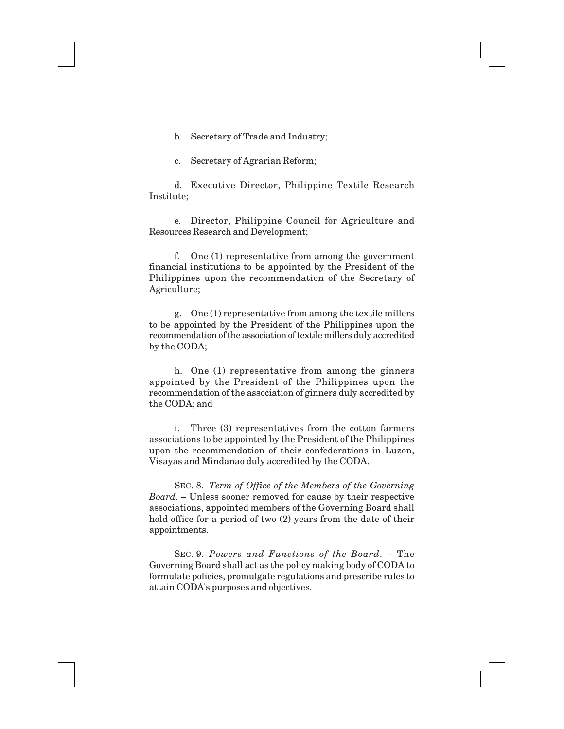b. Secretary of Trade and Industry;

c. Secretary of Agrarian Reform;

d. Executive Director, Philippine Textile Research Institute;

e. Director, Philippine Council for Agriculture and Resources Research and Development;

f. One (1) representative from among the government financial institutions to be appointed by the President of the Philippines upon the recommendation of the Secretary of Agriculture;

g. One (1) representative from among the textile millers to be appointed by the President of the Philippines upon the recommendation of the association of textile millers duly accredited by the CODA;

h. One (1) representative from among the ginners appointed by the President of the Philippines upon the recommendation of the association of ginners duly accredited by the CODA; and

i. Three (3) representatives from the cotton farmers associations to be appointed by the President of the Philippines upon the recommendation of their confederations in Luzon, Visayas and Mindanao duly accredited by the CODA.

SEC. 8. *Term of Office of the Members of the Governing Board*. – Unless sooner removed for cause by their respective associations, appointed members of the Governing Board shall hold office for a period of two (2) years from the date of their appointments.

SEC. 9. *Powers and Functions of the Board*. – The Governing Board shall act as the policy making body of CODA to formulate policies, promulgate regulations and prescribe rules to attain CODA's purposes and objectives.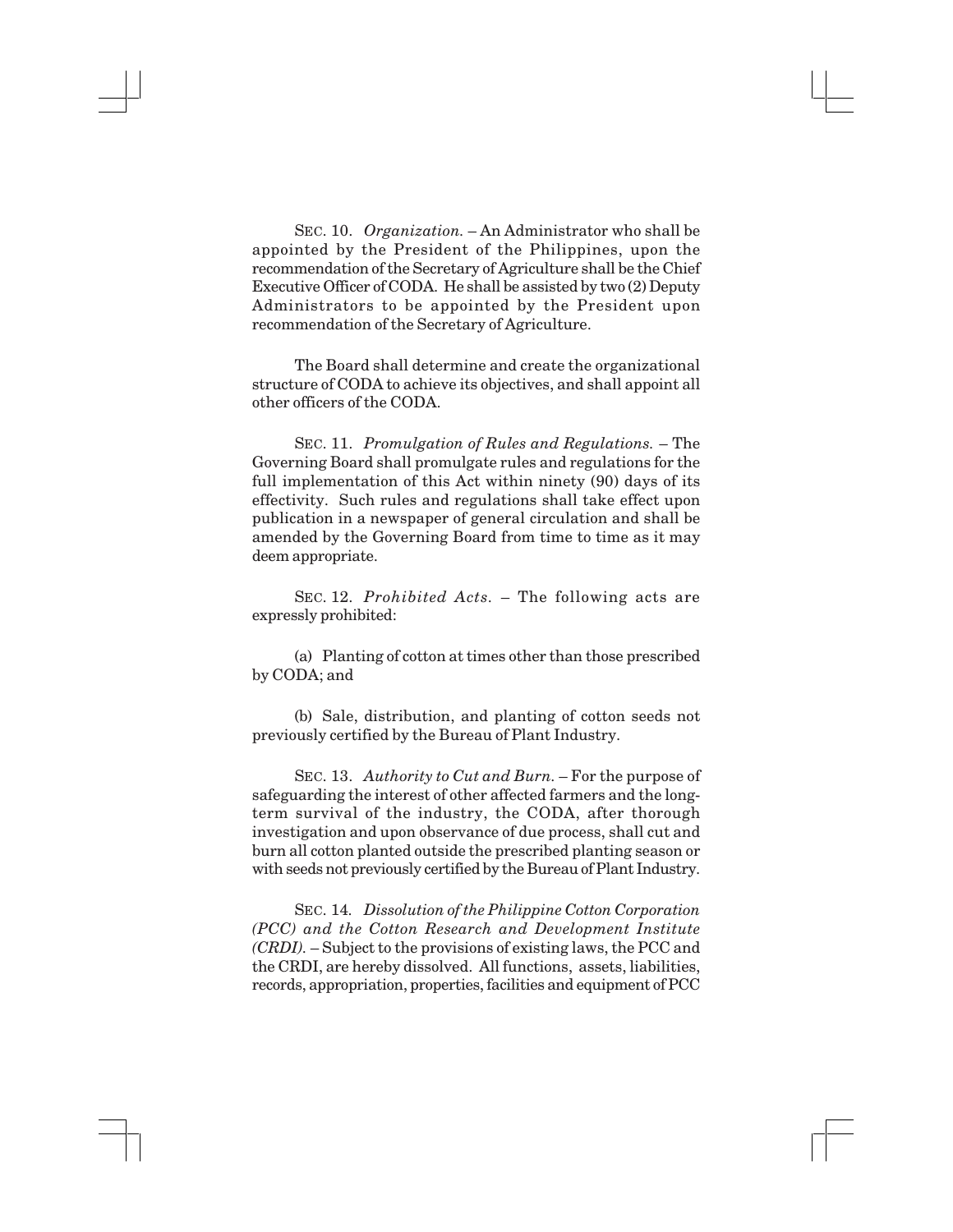SEC. 10. *Organization.* – An Administrator who shall be appointed by the President of the Philippines, upon the recommendation of the Secretary of Agriculture shall be the Chief Executive Officer of CODA. He shall be assisted by two (2) Deputy Administrators to be appointed by the President upon recommendation of the Secretary of Agriculture.

The Board shall determine and create the organizational structure of CODA to achieve its objectives, and shall appoint all other officers of the CODA.

SEC. 11. *Promulgation of Rules and Regulations.* – The Governing Board shall promulgate rules and regulations for the full implementation of this Act within ninety (90) days of its effectivity. Such rules and regulations shall take effect upon publication in a newspaper of general circulation and shall be amended by the Governing Board from time to time as it may deem appropriate.

SEC. 12. *Prohibited Acts.* – The following acts are expressly prohibited:

(a) Planting of cotton at times other than those prescribed by CODA; and

(b) Sale, distribution, and planting of cotton seeds not previously certified by the Bureau of Plant Industry.

SEC. 13. *Authority to Cut and Burn.* – For the purpose of safeguarding the interest of other affected farmers and the long-term survival of the industry, the CODA, after thorough investigation and upon observance of due process, shall cut and burn all cotton planted outside the prescribed planting season or with seeds not previously certified by the Bureau of Plant Industry.

SEC. 14. *Dissolution of the Philippine Cotton Corporation (PCC) and the Cotton Research and Development Institute (CRDI).* – Subject to the provisions of existing laws, the PCC and the CRDI, are hereby dissolved. All functions, assets, liabilities, records, appropriation, properties, facilities and equipment of PCC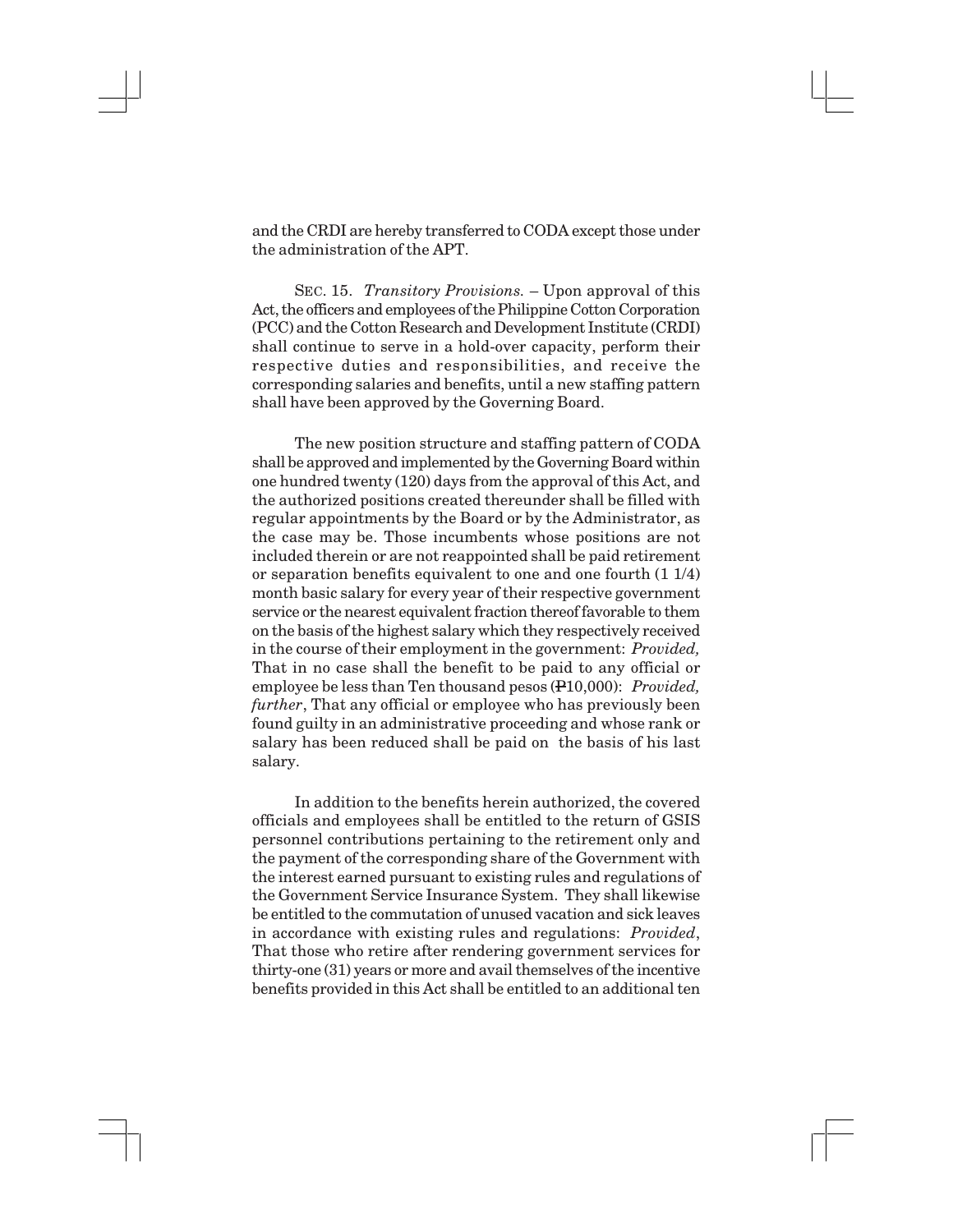and the CRDI are hereby transferred to CODA except those under the administration of the APT.

SEC. 15. *Transitory Provisions.* – Upon approval of this Act, the officers and employees of the Philippine Cotton Corporation (PCC) and the Cotton Research and Development Institute (CRDI) shall continue to serve in a hold-over capacity, perform their respective duties and responsibilities, and receive the corresponding salaries and benefits, until a new staffing pattern shall have been approved by the Governing Board.

The new position structure and staffing pattern of CODA shall be approved and implemented by the Governing Board within one hundred twenty (120) days from the approval of this Act, and the authorized positions created thereunder shall be filled with regular appointments by the Board or by the Administrator, as the case may be. Those incumbents whose positions are not included therein or are not reappointed shall be paid retirement or separation benefits equivalent to one and one fourth (1 1/4) month basic salary for every year of their respective government service or the nearest equivalent fraction thereof favorable to them on the basis of the highest salary which they respectively received in the course of their employment in the government: *Provided,* That in no case shall the benefit to be paid to any official or employee be less than Ten thousand pesos (₱10,000): *Provided, further*, That any official or employee who has previously been found guilty in an administrative proceeding and whose rank or salary has been reduced shall be paid on the basis of his last salary.

In addition to the benefits herein authorized, the covered officials and employees shall be entitled to the return of GSIS personnel contributions pertaining to the retirement only and the payment of the corresponding share of the Government with the interest earned pursuant to existing rules and regulations of the Government Service Insurance System. They shall likewise be entitled to the commutation of unused vacation and sick leaves in accordance with existing rules and regulations: *Provided*, That those who retire after rendering government services for thirty-one (31) years or more and avail themselves of the incentive benefits provided in this Act shall be entitled to an additional ten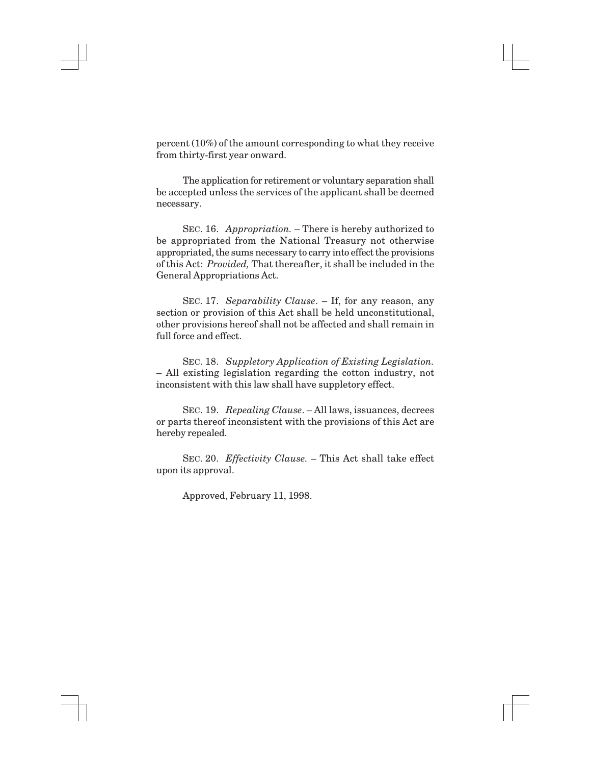percent (10%) of the amount corresponding to what they receive from thirty-first year onward.

The application for retirement or voluntary separation shall be accepted unless the services of the applicant shall be deemed necessary.

SEC. 16. *Appropriation.* – There is hereby authorized to be appropriated from the National Treasury not otherwise appropriated, the sums necessary to carry into effect the provisions of this Act: *Provided,* That thereafter, it shall be included in the General Appropriations Act.

SEC. 17. *Separability Clause*. – If, for any reason, any section or provision of this Act shall be held unconstitutional, other provisions hereof shall not be affected and shall remain in full force and effect.

SEC. 18. *Suppletory Application of Existing Legislation.* – All existing legislation regarding the cotton industry, not inconsistent with this law shall have suppletory effect.

SEC. 19. *Repealing Clause*. – All laws, issuances, decrees or parts thereof inconsistent with the provisions of this Act are hereby repealed.

SEC. 20. *Effectivity Clause.* – This Act shall take effect upon its approval.

Approved, February 11, 1998.